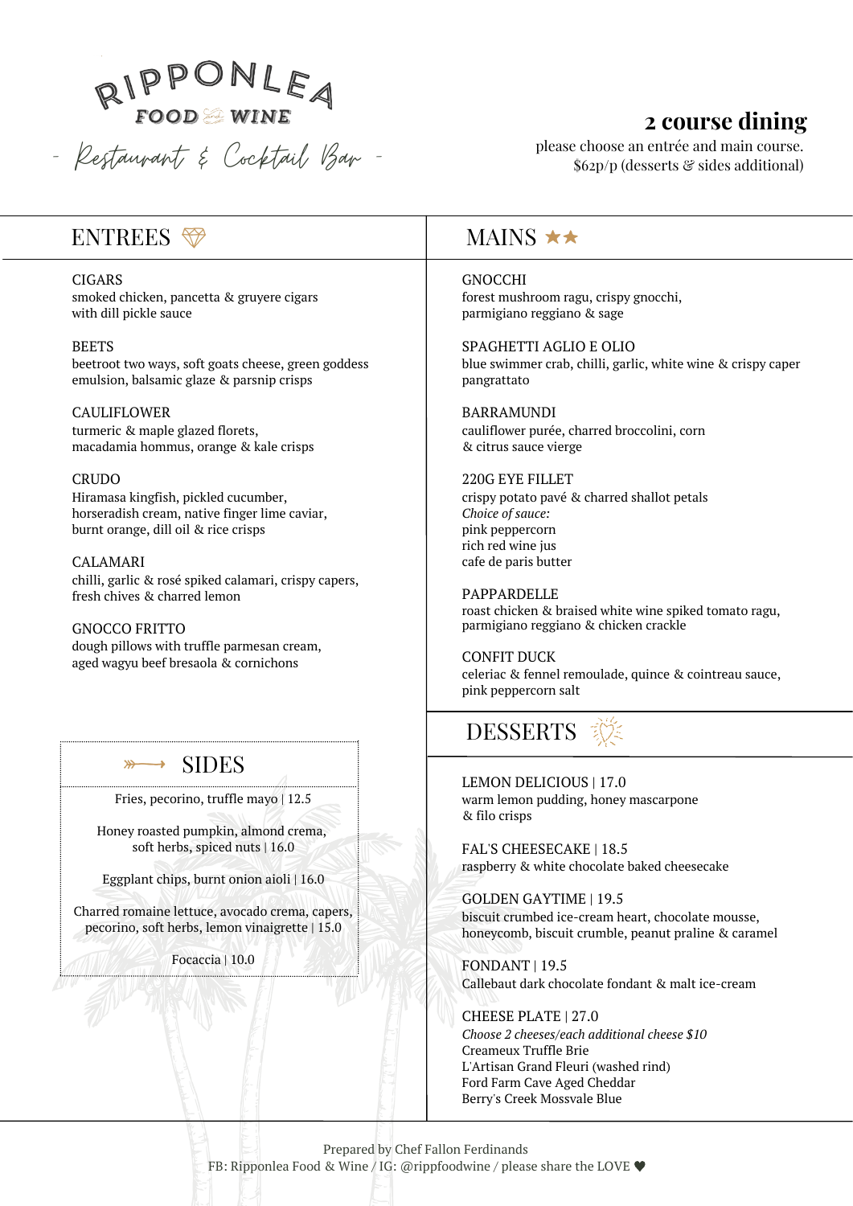# RIPPONLEA

FOOD & WINE

- Restaurant & Cocktail Bar -

## 2 course dining

please choose an entrée and main course.
$62p/p (desserts & sides additional)

## ENTREES

CIGARS
smoked chicken, pancetta & gruyere cigars
with dill pickle sauce

BEETS
beetroot two ways, soft goats cheese, green goddess emulsion, balsamic glaze & parsnip crisps

CAULIFLOWER
turmeric & maple glazed florets,
macadamia hommus, orange & kale crisps

CRUDO
Hiramasa kingfish, pickled cucumber,
horseradish cream, native finger lime caviar,
burnt orange, dill oil & rice crisps

CALAMARI
chilli, garlic & rosé spiked calamari, crispy capers,
fresh chives & charred lemon

GNOCCO FRITTO
dough pillows with truffle parmesan cream,
aged wagyu beef bresaola & cornichons

## SIDES

Fries, pecorino, truffle mayo | 12.5

Honey roasted pumpkin, almond crema,
soft herbs, spiced nuts | 16.0

Eggplant chips, burnt onion aioli | 16.0

Charred romaine lettuce, avocado crema, capers,
pecorino, soft herbs, lemon vinaigrette | 15.0

Focaccia | 10.0

## MAINS

GNOCCHI
forest mushroom ragu, crispy gnocchi,
parmigiano reggiano & sage

SPAGHETTI AGLIO E OLIO
blue swimmer crab, chilli, garlic, white wine & crispy caper pangrattato

BARRAMUNDI
cauliflower purée, charred broccolini, corn
& citrus sauce vierge

220G EYE FILLET
crispy potato pavé & charred shallot petals
*Choice of sauce:*
pink peppercorn
rich red wine jus
cafe de paris butter

PAPPARDELLE
roast chicken & braised white wine spiked tomato ragu,
parmigiano reggiano & chicken crackle

CONFIT DUCK
celeriac & fennel remoulade, quince & cointreau sauce,
pink peppercorn salt

## DESSERTS

LEMON DELICIOUS | 17.0
warm lemon pudding, honey mascarpone
& filo crisps

FAL'S CHEESECAKE | 18.5
raspberry & white chocolate baked cheesecake

GOLDEN GAYTIME | 19.5
biscuit crumbed ice-cream heart, chocolate mousse,
honeycomb, biscuit crumble, peanut praline & caramel

FONDANT | 19.5
Callebaut dark chocolate fondant & malt ice-cream

CHEESE PLATE | 27.0
*Choose 2 cheeses/each additional cheese $10*
Creameux Truffle Brie
L'Artisan Grand Fleuri (washed rind)
Ford Farm Cave Aged Cheddar
Berry's Creek Mossvale Blue

Prepared by Chef Fallon Ferdinands
FB: Ripponlea Food & Wine / IG: @rippfoodwine / please share the LOVE ♥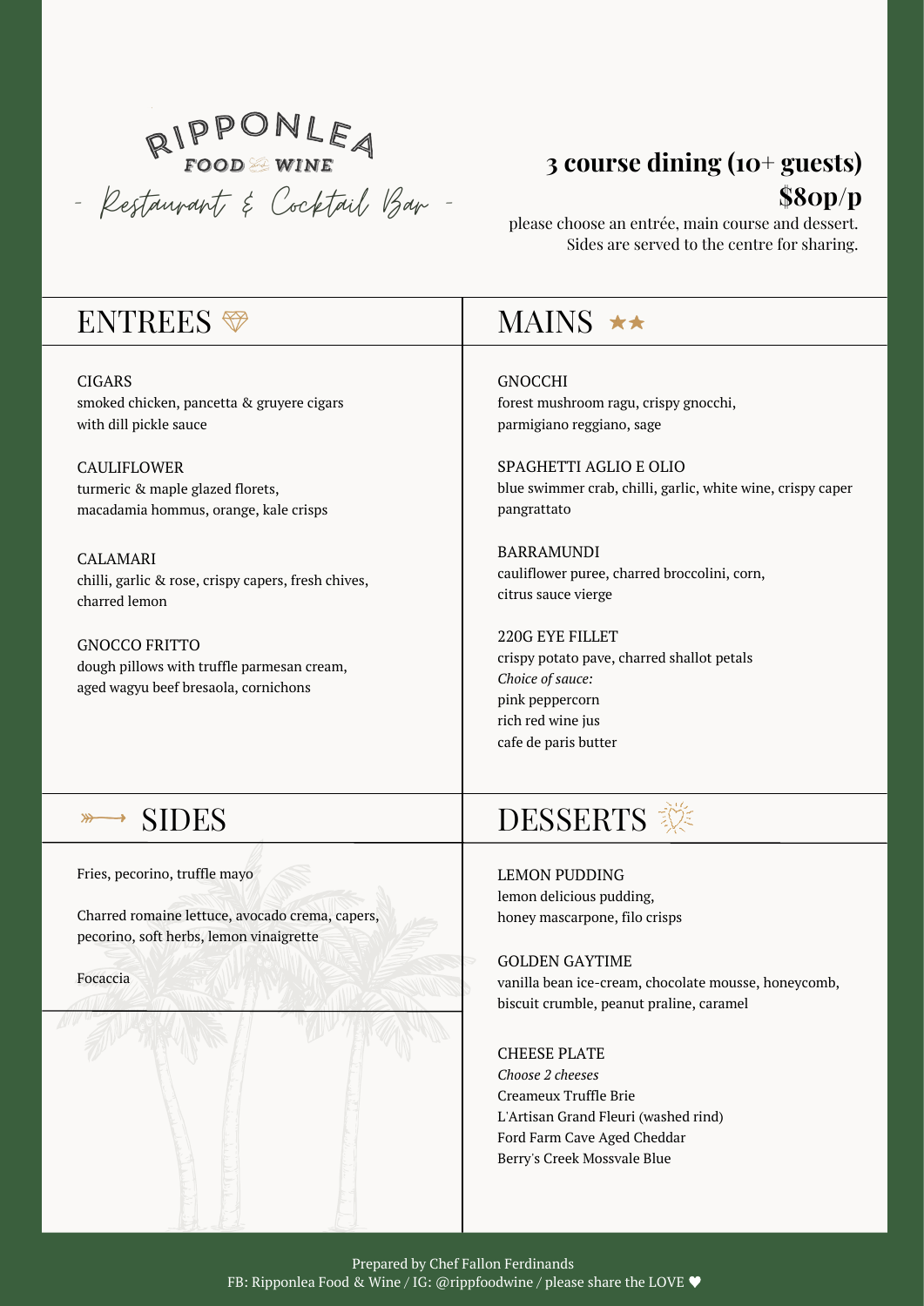# RIPPONLEA FOOD & WINE

- Restaurant & Cocktail Bar -

## 3 course dining (10+ guests) $80p/p

please choose an entrée, main course and dessert.
Sides are served to the centre for sharing.

## ENTREES

CIGARS
smoked chicken, pancetta & gruyere cigars
with dill pickle sauce

CAULIFLOWER
turmeric & maple glazed florets,
macadamia hommus, orange, kale crisps

CALAMARI
chilli, garlic & rose, crispy capers, fresh chives,
charred lemon

GNOCCO FRITTO
dough pillows with truffle parmesan cream,
aged wagyu beef bresaola, cornichons

## MAINS

GNOCCHI
forest mushroom ragu, crispy gnocchi,
parmigiano reggiano, sage

SPAGHETTI AGLIO E OLIO
blue swimmer crab, chilli, garlic, white wine, crispy caper pangrattato

BARRAMUNDI
cauliflower puree, charred broccolini, corn,
citrus sauce vierge

220G EYE FILLET
crispy potato pave, charred shallot petals
*Choice of sauce:*
pink peppercorn
rich red wine jus
cafe de paris butter

## SIDES

Fries, pecorino, truffle mayo

Charred romaine lettuce, avocado crema, capers,
pecorino, soft herbs, lemon vinaigrette

Focaccia

## DESSERTS

LEMON PUDDING
lemon delicious pudding,
honey mascarpone, filo crisps

GOLDEN GAYTIME
vanilla bean ice-cream, chocolate mousse, honeycomb,
biscuit crumble, peanut praline, caramel

CHEESE PLATE
*Choose 2 cheeses*
Creameux Truffle Brie
L'Artisan Grand Fleuri (washed rind)
Ford Farm Cave Aged Cheddar
Berry's Creek Mossvale Blue

Prepared by Chef Fallon Ferdinands
FB: Ripponlea Food & Wine / IG: @rippfoodwine / please share the LOVE ♥